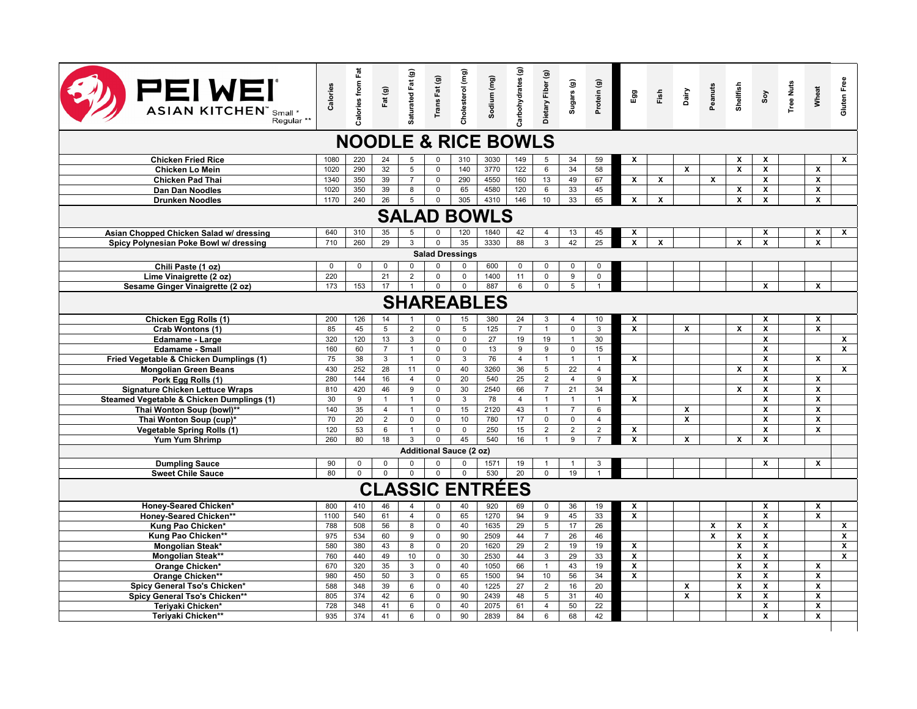# PEI WEI ASIAN KITCHEN

Small *
Regular **

| | Calories | Calories from Fat | Fat (g) | Saturated Fat (g) | Trans Fat (g) | Cholesterol (mg) | Sodium (mg) | Carbohydrates (g) | Dietary Fiber (g) | Sugars (g) | Protein (g) | Egg | Fish | Dairy | Peanuts | Shellfish | Soy | Tree Nuts | Wheat | Gluten Free |
|---|---|---|---|---|---|---|---|---|---|---|---|---|---|---|---|---|---|---|---|---|
| **NOODLE & RICE BOWLS** | | | | | | | | | | | | | | | | | | | | |
| Chicken Fried Rice | 1080 | 220 | 24 | 5 | 0 | 310 | 3030 | 149 | 5 | 34 | 59 | X | | | | X | X | | | X |
| Chicken Lo Mein | 1020 | 290 | 32 | 5 | 0 | 140 | 3770 | 122 | 6 | 34 | 58 | | | X | | X | X | | X | |
| Chicken Pad Thai | 1340 | 350 | 39 | 7 | 0 | 290 | 4550 | 160 | 13 | 49 | 67 | X | X | | X | | X | | X | |
| Dan Dan Noodles | 1020 | 350 | 39 | 8 | 0 | 65 | 4580 | 120 | 6 | 33 | 45 | | | | | X | X | | X | |
| Drunken Noodles | 1170 | 240 | 26 | 5 | 0 | 305 | 4310 | 146 | 10 | 33 | 65 | X | X | | | X | X | | X | |
| **SALAD BOWLS** | | | | | | | | | | | | | | | | | | | | |
| Asian Chopped Chicken Salad w/ dressing | 640 | 310 | 35 | 5 | 0 | 120 | 1840 | 42 | 4 | 13 | 45 | X | | | | | X | | X | X |
| Spicy Polynesian Poke Bowl w/ dressing | 710 | 260 | 29 | 3 | 0 | 35 | 3330 | 88 | 3 | 42 | 25 | X | X | | | X | X | | X | |
| **Salad Dressings** | | | | | | | | | | | | | | | | | | | | |
| Chili Paste (1 oz) | 0 | 0 | 0 | 0 | 0 | 0 | 600 | 0 | 0 | 0 | 0 | | | | | | | | | |
| Lime Vinaigrette (2 oz) | 220 | | 21 | 2 | 0 | 0 | 1400 | 11 | 0 | 9 | 0 | | | | | | | | | |
| Sesame Ginger Vinaigrette (2 oz) | 173 | 153 | 17 | 1 | 0 | 0 | 887 | 6 | 0 | 5 | 1 | | | | | | X | | X | |
| **SHAREABLES** | | | | | | | | | | | | | | | | | | | | |
| Chicken Egg Rolls (1) | 200 | 126 | 14 | 1 | 0 | 15 | 380 | 24 | 3 | 4 | 10 | X | | | | | X | | X | |
| Crab Wontons (1) | 85 | 45 | 5 | 2 | 0 | 5 | 125 | 7 | 1 | 0 | 3 | X | | X | | X | X | | X | |
| Edamame - Large | 320 | 120 | 13 | 3 | 0 | 0 | 27 | 19 | 19 | 1 | 30 | | | | | | X | | | X |
| Edamame - Small | 160 | 60 | 7 | 1 | 0 | 0 | 13 | 9 | 9 | 0 | 15 | | | | | | X | | | X |
| Fried Vegetable & Chicken Dumplings (1) | 75 | 38 | 3 | 1 | 0 | 3 | 76 | 4 | 1 | 1 | 1 | X | | | | | X | | X | |
| Mongolian Green Beans | 430 | 252 | 28 | 11 | 0 | 40 | 3260 | 36 | 5 | 22 | 4 | | | | | X | X | | | X |
| Pork Egg Rolls (1) | 280 | 144 | 16 | 4 | 0 | 20 | 540 | 25 | 2 | 4 | 9 | X | | | | | X | | X | |
| Signature Chicken Lettuce Wraps | 810 | 420 | 46 | 9 | 0 | 30 | 2540 | 66 | 7 | 21 | 34 | | | | | X | X | | X | |
| Steamed Vegetable & Chicken Dumplings (1) | 30 | 9 | 1 | 1 | 0 | 3 | 78 | 4 | 1 | 1 | 1 | X | | | | | X | | X | |
| Thai Wonton Soup (bowl)** | 140 | 35 | 4 | 1 | 0 | 15 | 2120 | 43 | 1 | 7 | 6 | | | X | | | X | | X | |
| Thai Wonton Soup (cup)* | 70 | 20 | 2 | 0 | 0 | 10 | 780 | 17 | 0 | 0 | 4 | | | X | | | X | | X | |
| Vegetable Spring Rolls (1) | 120 | 53 | 6 | 1 | 0 | 0 | 250 | 15 | 2 | 2 | 2 | X | | | | | X | | X | |
| Yum Yum Shrimp | 260 | 80 | 18 | 3 | 0 | 45 | 540 | 16 | 1 | 9 | 7 | X | | X | | X | X | | | |
| **Additional Sauce (2 oz)** | | | | | | | | | | | | | | | | | | | | |
| Dumpling Sauce | 90 | 0 | 0 | 0 | 0 | 0 | 1571 | 19 | 1 | 1 | 3 | | | | | | X | | X | |
| Sweet Chile Sauce | 80 | 0 | 0 | 0 | 0 | 0 | 530 | 20 | 0 | 19 | 1 | | | | | | | | | |
| **CLASSIC ENTRÉES** | | | | | | | | | | | | | | | | | | | | |
| Honey-Seared Chicken* | 800 | 410 | 46 | 4 | 0 | 40 | 920 | 69 | 0 | 36 | 19 | X | | | | | X | | X | |
| Honey-Seared Chicken** | 1100 | 540 | 61 | 4 | 0 | 65 | 1270 | 94 | 9 | 45 | 33 | X | | | | | X | | X | |
| Kung Pao Chicken* | 788 | 508 | 56 | 8 | 0 | 40 | 1635 | 29 | 5 | 17 | 26 | | | | X | X | X | | | X |
| Kung Pao Chicken** | 975 | 534 | 60 | 9 | 0 | 90 | 2509 | 44 | 7 | 26 | 46 | | | | X | X | X | | | X |
| Mongolian Steak* | 580 | 380 | 43 | 8 | 0 | 20 | 1620 | 29 | 2 | 19 | 19 | X | | | | X | X | | | X |
| Mongolian Steak** | 760 | 440 | 49 | 10 | 0 | 30 | 2530 | 44 | 3 | 29 | 33 | X | | | | X | X | | | X |
| Orange Chicken* | 670 | 320 | 35 | 3 | 0 | 40 | 1050 | 66 | 1 | 43 | 19 | X | | | | X | X | | X | |
| Orange Chicken** | 980 | 450 | 50 | 3 | 0 | 65 | 1500 | 94 | 10 | 56 | 34 | X | | | | X | X | | X | |
| Spicy General Tso's Chicken* | 588 | 348 | 39 | 6 | 0 | 40 | 1225 | 27 | 2 | 16 | 20 | | | X | | X | X | | X | |
| Spicy General Tso's Chicken** | 805 | 374 | 42 | 6 | 0 | 90 | 2439 | 48 | 5 | 31 | 40 | | | X | | X | X | | X | |
| Teriyaki Chicken* | 728 | 348 | 41 | 6 | 0 | 40 | 2075 | 61 | 4 | 50 | 22 | | | | | | X | | X | |
| Teriyaki Chicken** | 935 | 374 | 41 | 6 | 0 | 90 | 2839 | 84 | 6 | 68 | 42 | | | | | | X | | X | |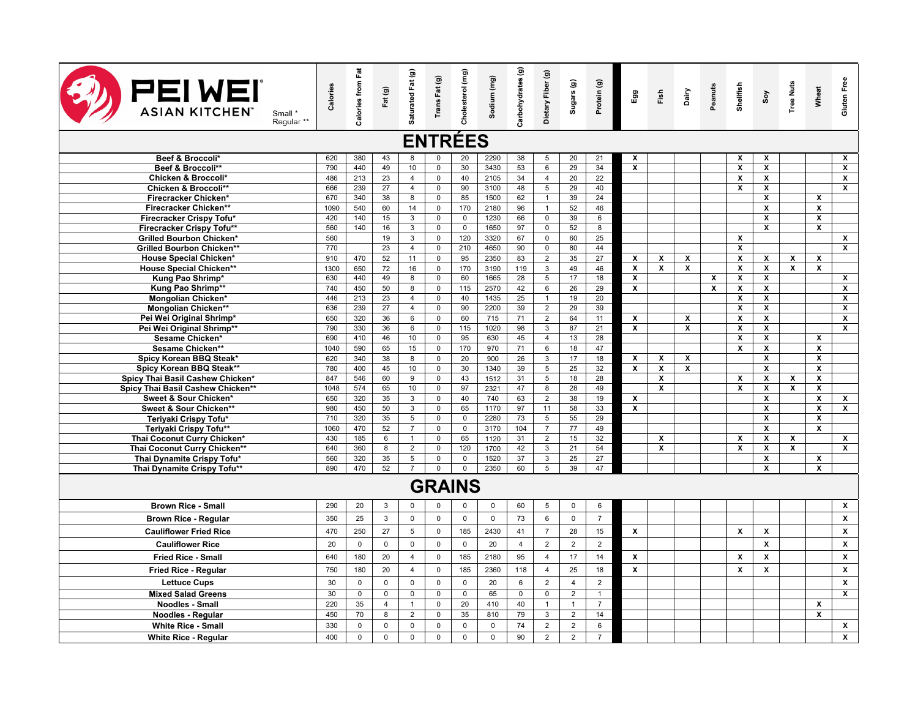# PEI WEI ASIAN KITCHEN

Small *
Regular **

| | Calories | Calories from Fat | Fat (g) | Saturated Fat (g) | Trans Fat (g) | Cholesterol (mg) | Sodium (mg) | Carbohydrates (g) | Dietary Fiber (g) | Sugars (g) | Protein (g) | Egg | Fish | Dairy | Peanuts | Shellfish | Soy | Tree Nuts | Wheat | Gluten Free |
|---|---|---|---|---|---|---|---|---|---|---|---|---|---|---|---|---|---|---|---|---|
| **ENTRÉES** | | | | | | | | | | | | | | | | | | | | |
| **Beef & Broccoli*** | 620 | 380 | 43 | 8 | 0 | 20 | 2290 | 38 | 5 | 20 | 21 | X | | | | X | X | | | X |
| **Beef & Broccoli**** | 790 | 440 | 49 | 10 | 0 | 30 | 3430 | 53 | 6 | 29 | 34 | X | | | | X | X | | | X |
| **Chicken & Broccoli*** | 486 | 213 | 23 | 4 | 0 | 40 | 2105 | 34 | 4 | 20 | 22 | | | | | X | X | | | X |
| **Chicken & Broccoli**** | 666 | 239 | 27 | 4 | 0 | 90 | 3100 | 48 | 5 | 29 | 40 | | | | | X | X | | | X |
| **Firecracker Chicken*** | 670 | 340 | 38 | 8 | 0 | 85 | 1500 | 62 | 1 | 39 | 24 | | | | | | X | | X | |
| **Firecracker Chicken**** | 1090 | 540 | 60 | 14 | 0 | 170 | 2180 | 96 | 1 | 52 | 46 | | | | | | X | | X | |
| **Firecracker Crispy Tofu*** | 420 | 140 | 15 | 3 | 0 | 0 | 1230 | 66 | 0 | 39 | 6 | | | | | | X | | X | |
| **Firecracker Crispy Tofu**** | 560 | 140 | 16 | 3 | 0 | 0 | 1650 | 97 | 0 | 52 | 8 | | | | | | X | | X | |
| **Grilled Bourbon Chicken*** | 560 | | 19 | 3 | 0 | 120 | 3320 | 67 | 0 | 60 | 25 | | | | | X | | | | X |
| **Grilled Bourbon Chicken**** | 770 | | 23 | 4 | 0 | 210 | 4650 | 90 | 0 | 80 | 44 | | | | | X | | | | X |
| **House Special Chicken*** | 910 | 470 | 52 | 11 | 0 | 95 | 2350 | 83 | 2 | 35 | 27 | X | X | X | | X | X | X | X | |
| **House Special Chicken**** | 1300 | 650 | 72 | 16 | 0 | 170 | 3190 | 119 | 3 | 49 | 46 | X | X | X | | X | X | X | X | |
| **Kung Pao Shrimp*** | 630 | 440 | 49 | 8 | 0 | 60 | 1665 | 28 | 5 | 17 | 18 | X | | | X | X | X | | | X |
| **Kung Pao Shrimp**** | 740 | 450 | 50 | 8 | 0 | 115 | 2570 | 42 | 6 | 26 | 29 | X | | | X | X | X | | | X |
| **Mongolian Chicken*** | 446 | 213 | 23 | 4 | 0 | 40 | 1435 | 25 | 1 | 19 | 20 | | | | | X | X | | | X |
| **Mongolian Chicken**** | 636 | 239 | 27 | 4 | 0 | 90 | 2200 | 39 | 2 | 29 | 39 | | | | | X | X | | | X |
| **Pei Wei Original Shrimp*** | 650 | 320 | 36 | 6 | 0 | 60 | 715 | 71 | 2 | 64 | 11 | X | | X | | X | X | | | X |
| **Pei Wei Original Shrimp**** | 790 | 330 | 36 | 6 | 0 | 115 | 1020 | 98 | 3 | 87 | 21 | X | | X | | X | X | | | X |
| **Sesame Chicken*** | 690 | 410 | 46 | 10 | 0 | 95 | 630 | 45 | 4 | 13 | 28 | | | | | X | X | | X | |
| **Sesame Chicken**** | 1040 | 590 | 65 | 15 | 0 | 170 | 970 | 71 | 6 | 18 | 47 | | | | | X | X | | X | |
| **Spicy Korean BBQ Steak*** | 620 | 340 | 38 | 8 | 0 | 20 | 900 | 26 | 3 | 17 | 18 | X | X | X | | | X | | X | |
| **Spicy Korean BBQ Steak**** | 780 | 400 | 45 | 10 | 0 | 30 | 1340 | 39 | 5 | 25 | 32 | X | X | X | | | X | | X | |
| **Spicy Thai Basil Cashew Chicken*** | 847 | 546 | 60 | 9 | 0 | 43 | 1512 | 31 | 5 | 18 | 28 | | X | | | X | X | X | X | |
| **Spicy Thai Basil Cashew Chicken**** | 1048 | 574 | 65 | 10 | 0 | 97 | 2321 | 47 | 8 | 28 | 49 | | X | | | X | X | X | X | |
| **Sweet & Sour Chicken*** | 650 | 320 | 35 | 3 | 0 | 40 | 740 | 63 | 2 | 38 | 19 | X | | | | | X | | X | X |
| **Sweet & Sour Chicken**** | 980 | 450 | 50 | 3 | 0 | 65 | 1170 | 97 | 11 | 58 | 33 | X | | | | | X | | X | X |
| **Teriyaki Crispy Tofu*** | 710 | 320 | 35 | 5 | 0 | 0 | 2280 | 73 | 5 | 55 | 29 | | | | | | X | | X | |
| **Teriyaki Crispy Tofu**** | 1060 | 470 | 52 | 7 | 0 | 0 | 3170 | 104 | 7 | 77 | 49 | | | | | | X | | X | |
| **Thai Coconut Curry Chicken*** | 430 | 185 | 6 | 1 | 0 | 65 | 1120 | 31 | 2 | 15 | 32 | | X | | | X | X | X | | X |
| **Thai Coconut Curry Chicken**** | 640 | 360 | 8 | 2 | 0 | 120 | 1700 | 42 | 3 | 21 | 54 | | X | | | X | X | X | | X |
| **Thai Dynamite Crispy Tofu*** | 560 | 320 | 35 | 5 | 0 | 0 | 1520 | 37 | 3 | 25 | 27 | | | | | | X | | X | |
| **Thai Dynamite Crispy Tofu**** | 890 | 470 | 52 | 7 | 0 | 0 | 2350 | 60 | 5 | 39 | 47 | | | | | | X | | X | |
| **GRAINS** | | | | | | | | | | | | | | | | | | | | |
| **Brown Rice - Small** | 290 | 20 | 3 | 0 | 0 | 0 | 0 | 60 | 5 | 0 | 6 | | | | | | | | | X |
| **Brown Rice - Regular** | 350 | 25 | 3 | 0 | 0 | 0 | 0 | 73 | 6 | 0 | 7 | | | | | | | | | X |
| **Cauliflower Fried Rice** | 470 | 250 | 27 | 5 | 0 | 185 | 2430 | 41 | 7 | 28 | 15 | X | | | | X | X | | | X |
| **Cauliflower Rice** | 20 | 0 | 0 | 0 | 0 | 0 | 20 | 4 | 2 | 2 | 2 | | | | | | X | | | X |
| **Fried Rice - Small** | 640 | 180 | 20 | 4 | 0 | 185 | 2180 | 95 | 4 | 17 | 14 | X | | | | X | X | | | X |
| **Fried Rice - Regular** | 750 | 180 | 20 | 4 | 0 | 185 | 2360 | 118 | 4 | 25 | 18 | X | | | | X | X | | | X |
| **Lettuce Cups** | 30 | 0 | 0 | 0 | 0 | 0 | 20 | 6 | 2 | 4 | 2 | | | | | | | | | X |
| **Mixed Salad Greens** | 30 | 0 | 0 | 0 | 0 | 0 | 65 | 0 | 0 | 2 | 1 | | | | | | | | | X |
| **Noodles - Small** | 220 | 35 | 4 | 1 | 0 | 20 | 410 | 40 | 1 | 1 | 7 | | | | | | | | X | |
| **Noodles - Regular** | 450 | 70 | 8 | 2 | 0 | 35 | 810 | 79 | 3 | 2 | 14 | | | | | | | | X | |
| **White Rice - Small** | 330 | 0 | 0 | 0 | 0 | 0 | 0 | 74 | 2 | 2 | 6 | | | | | | | | | X |
| **White Rice - Regular** | 400 | 0 | 0 | 0 | 0 | 0 | 0 | 90 | 2 | 2 | 7 | | | | | | | | | X |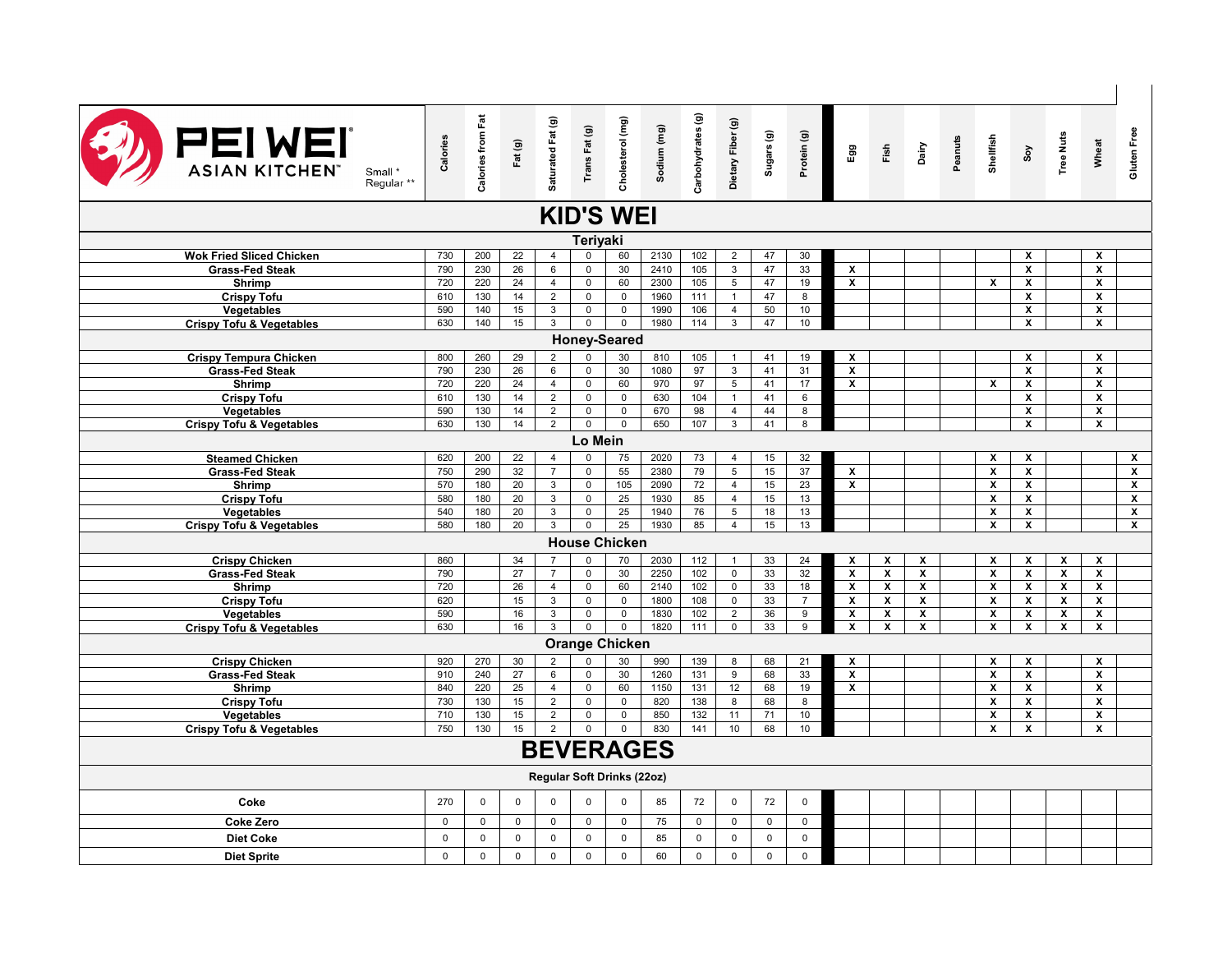# PEI WEI ASIAN KITCHEN

Small *
Regular **

| | Calories | Calories from Fat | Fat (g) | Saturated Fat (g) | Trans Fat (g) | Cholesterol (mg) | Sodium (mg) | Carbohydrates (g) | Dietary Fiber (g) | Sugars (g) | Protein (g) | Egg | Fish | Dairy | Peanuts | Shellfish | Soy | Tree Nuts | Wheat | Gluten Free |
|---|---|---|---|---|---|---|---|---|---|---|---|---|---|---|---|---|---|---|---|---|
| **KID'S WEI** | | | | | | | | | | | | | | | | | | | | |
| **Teriyaki** | | | | | | | | | | | | | | | | | | | | |
| Wok Fried Sliced Chicken | 730 | 200 | 22 | 4 | 0 | 60 | 2130 | 102 | 2 | 47 | 30 | | | | | | X | | X | |
| Grass-Fed Steak | 790 | 230 | 26 | 6 | 0 | 30 | 2410 | 105 | 3 | 47 | 33 | X | | | | | X | | X | |
| Shrimp | 720 | 220 | 24 | 4 | 0 | 60 | 2300 | 105 | 5 | 47 | 19 | X | | | | X | X | | X | |
| Crispy Tofu | 610 | 130 | 14 | 2 | 0 | 0 | 1960 | 111 | 1 | 47 | 8 | | | | | | X | | X | |
| Vegetables | 590 | 140 | 15 | 3 | 0 | 0 | 1990 | 106 | 4 | 50 | 10 | | | | | | X | | X | |
| Crispy Tofu & Vegetables | 630 | 140 | 15 | 3 | 0 | 0 | 1980 | 114 | 3 | 47 | 10 | | | | | | X | | X | |
| **Honey-Seared** | | | | | | | | | | | | | | | | | | | | |
| Crispy Tempura Chicken | 800 | 260 | 29 | 2 | 0 | 30 | 810 | 105 | 1 | 41 | 19 | X | | | | | X | | X | |
| Grass-Fed Steak | 790 | 230 | 26 | 6 | 0 | 30 | 1080 | 97 | 3 | 41 | 31 | X | | | | | X | | X | |
| Shrimp | 720 | 220 | 24 | 4 | 0 | 60 | 970 | 97 | 5 | 41 | 17 | X | | | | X | X | | X | |
| Crispy Tofu | 610 | 130 | 14 | 2 | 0 | 0 | 630 | 104 | 1 | 41 | 6 | | | | | | X | | X | |
| Vegetables | 590 | 130 | 14 | 2 | 0 | 0 | 670 | 98 | 4 | 44 | 8 | | | | | | X | | X | |
| Crispy Tofu & Vegetables | 630 | 130 | 14 | 2 | 0 | 0 | 650 | 107 | 3 | 41 | 8 | | | | | | X | | X | |
| **Lo Mein** | | | | | | | | | | | | | | | | | | | | |
| Steamed Chicken | 620 | 200 | 22 | 4 | 0 | 75 | 2020 | 73 | 4 | 15 | 32 | | | | | X | X | | | X |
| Grass-Fed Steak | 750 | 290 | 32 | 7 | 0 | 55 | 2380 | 79 | 5 | 15 | 37 | X | | | | X | X | | | X |
| Shrimp | 570 | 180 | 20 | 3 | 0 | 105 | 2090 | 72 | 4 | 15 | 23 | X | | | | X | X | | | X |
| Crispy Tofu | 580 | 180 | 20 | 3 | 0 | 25 | 1930 | 85 | 4 | 15 | 13 | | | | | X | X | | | X |
| Vegetables | 540 | 180 | 20 | 3 | 0 | 25 | 1940 | 76 | 5 | 18 | 13 | | | | | X | X | | | X |
| Crispy Tofu & Vegetables | 580 | 180 | 20 | 3 | 0 | 25 | 1930 | 85 | 4 | 15 | 13 | | | | | X | X | | | X |
| **House Chicken** | | | | | | | | | | | | | | | | | | | | |
| Crispy Chicken | 860 | | 34 | 7 | 0 | 70 | 2030 | 112 | 1 | 33 | 24 | X | X | X | | X | X | X | X | |
| Grass-Fed Steak | 790 | | 27 | 7 | 0 | 30 | 2250 | 102 | 0 | 33 | 32 | X | X | X | | X | X | X | X | |
| Shrimp | 720 | | 26 | 4 | 0 | 60 | 2140 | 102 | 0 | 33 | 18 | X | X | X | | X | X | X | X | |
| Crispy Tofu | 620 | | 15 | 3 | 0 | 0 | 1800 | 108 | 0 | 33 | 7 | X | X | X | | X | X | X | X | |
| Vegetables | 590 | | 16 | 3 | 0 | 0 | 1830 | 102 | 2 | 36 | 9 | X | X | X | | X | X | X | X | |
| Crispy Tofu & Vegetables | 630 | | 16 | 3 | 0 | 0 | 1820 | 111 | 0 | 33 | 9 | X | X | X | | X | X | X | X | |
| **Orange Chicken** | | | | | | | | | | | | | | | | | | | | |
| Crispy Chicken | 920 | 270 | 30 | 2 | 0 | 30 | 990 | 139 | 8 | 68 | 21 | X | | | | X | X | | X | |
| Grass-Fed Steak | 910 | 240 | 27 | 6 | 0 | 30 | 1260 | 131 | 9 | 68 | 33 | X | | | | X | X | | X | |
| Shrimp | 840 | 220 | 25 | 4 | 0 | 60 | 1150 | 131 | 12 | 68 | 19 | X | | | | X | X | | X | |
| Crispy Tofu | 730 | 130 | 15 | 2 | 0 | 0 | 820 | 138 | 8 | 68 | 8 | | | | | X | X | | X | |
| Vegetables | 710 | 130 | 15 | 2 | 0 | 0 | 850 | 132 | 11 | 71 | 10 | | | | | X | X | | X | |
| Crispy Tofu & Vegetables | 750 | 130 | 15 | 2 | 0 | 0 | 830 | 141 | 10 | 68 | 10 | | | | | X | X | | X | |
| **BEVERAGES** | | | | | | | | | | | | | | | | | | | | |
| **Regular Soft Drinks (22oz)** | | | | | | | | | | | | | | | | | | | | |
| Coke | 270 | 0 | 0 | 0 | 0 | 0 | 85 | 72 | 0 | 72 | 0 | | | | | | | | | |
| Coke Zero | 0 | 0 | 0 | 0 | 0 | 0 | 75 | 0 | 0 | 0 | 0 | | | | | | | | | |
| Diet Coke | 0 | 0 | 0 | 0 | 0 | 0 | 85 | 0 | 0 | 0 | 0 | | | | | | | | | |
| Diet Sprite | 0 | 0 | 0 | 0 | 0 | 0 | 60 | 0 | 0 | 0 | 0 | | | | | | | | | |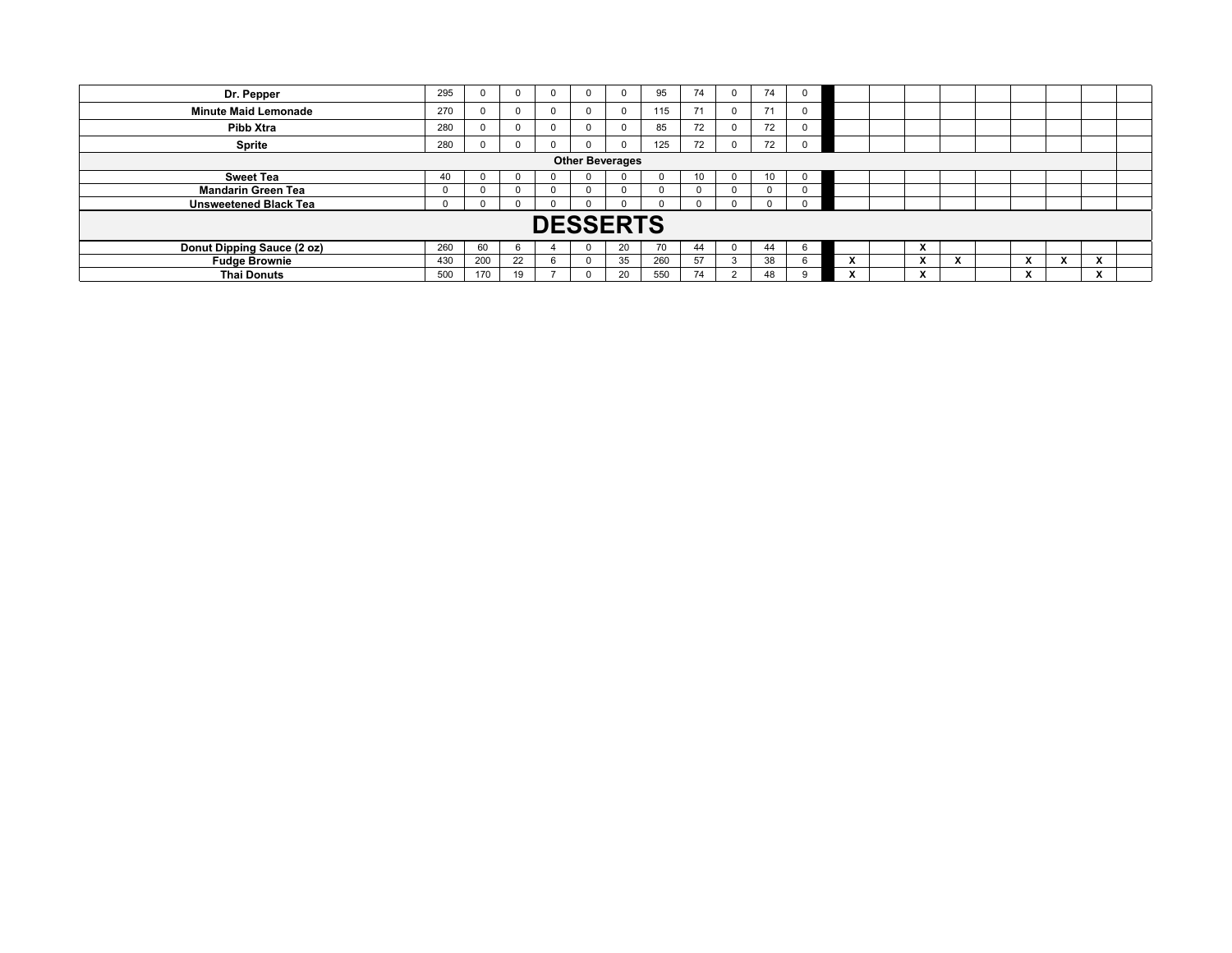| | | | | | | | | | | | | | | | | | | | | | |
|---|---|---|---|---|---|---|---|---|---|---|---|---|---|---|---|---|---|---|---|---|---|
| **Dr. Pepper** | 295 | 0 | 0 | 0 | 0 | 0 | 95 | 74 | 0 | 74 | 0 | | | | | | | | | | |
| **Minute Maid Lemonade** | 270 | 0 | 0 | 0 | 0 | 0 | 115 | 71 | 0 | 71 | 0 | | | | | | | | | | |
| **Pibb Xtra** | 280 | 0 | 0 | 0 | 0 | 0 | 85 | 72 | 0 | 72 | 0 | | | | | | | | | | |
| **Sprite** | 280 | 0 | 0 | 0 | 0 | 0 | 125 | 72 | 0 | 72 | 0 | | | | | | | | | | |
| **Other Beverages** | | | | | | | | | | | | | | | | | | | | | |
| **Sweet Tea** | 40 | 0 | 0 | 0 | 0 | 0 | 0 | 10 | 0 | 10 | 0 | | | | | | | | | | |
| **Mandarin Green Tea** | 0 | 0 | 0 | 0 | 0 | 0 | 0 | 0 | 0 | 0 | 0 | | | | | | | | | | |
| **Unsweetened Black Tea** | 0 | 0 | 0 | 0 | 0 | 0 | 0 | 0 | 0 | 0 | 0 | | | | | | | | | | |
| **DESSERTS** | | | | | | | | | | | | | | | | | | | | | |
| **Donut Dipping Sauce (2 oz)** | 260 | 60 | 6 | 4 | 0 | 20 | 70 | 44 | 0 | 44 | 6 | | | | X | | | | | | |
| **Fudge Brownie** | 430 | 200 | 22 | 6 | 0 | 35 | 260 | 57 | 3 | 38 | 6 | | X | | X | X | | X | X | X | |
| **Thai Donuts** | 500 | 170 | 19 | 7 | 0 | 20 | 550 | 74 | 2 | 48 | 9 | | X | | X | | | X | | X | |